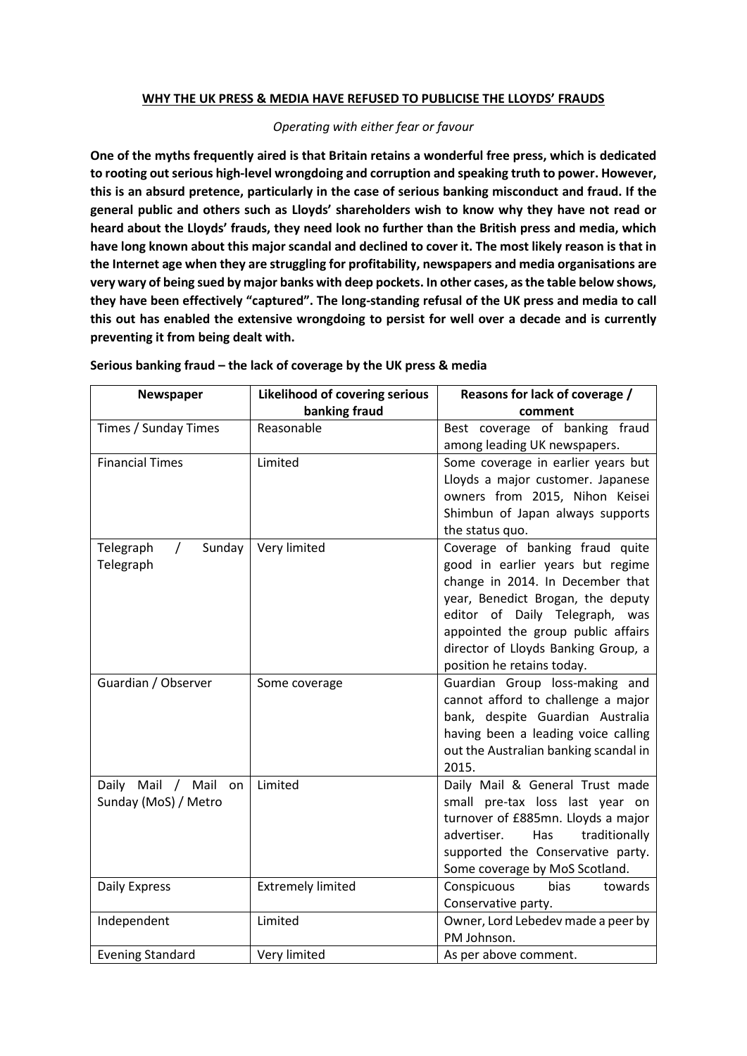**WHY THE UK PRESS & MEDIA HAVE REFUSED TO PUBLICISE THE LLOYDS' FRAUDS**

*Operating with either fear or favour*

**One of the myths frequently aired is that Britain retains a wonderful free press, which is dedicated to rooting out serious high-level wrongdoing and corruption and speaking truth to power. However, this is an absurd pretence, particularly in the case of serious banking misconduct and fraud. If the general public and others such as Lloyds' shareholders wish to know why they have not read or heard about the Lloyds' frauds, they need look no further than the British press and media, which have long known about this major scandal and declined to cover it. The most likely reason is that in the Internet age when they are struggling for profitability, newspapers and media organisations are very wary of being sued by major banks with deep pockets. In other cases, as the table below shows, they have been effectively "captured". The long-standing refusal of the UK press and media to call this out has enabled the extensive wrongdoing to persist for well over a decade and is currently preventing it from being dealt with.**

**Serious banking fraud – the lack of coverage by the UK press & media**

| Newspaper | Likelihood of covering serious banking fraud | Reasons for lack of coverage / comment |
|---|---|---|
| Times / Sunday Times | Reasonable | Best coverage of banking fraud among leading UK newspapers. |
| Financial Times | Limited | Some coverage in earlier years but Lloyds a major customer. Japanese owners from 2015, Nihon Keisei Shimbun of Japan always supports the status quo. |
| Telegraph / Sunday Telegraph | Very limited | Coverage of banking fraud quite good in earlier years but regime change in 2014. In December that year, Benedict Brogan, the deputy editor of Daily Telegraph, was appointed the group public affairs director of Lloyds Banking Group, a position he retains today. |
| Guardian / Observer | Some coverage | Guardian Group loss-making and cannot afford to challenge a major bank, despite Guardian Australia having been a leading voice calling out the Australian banking scandal in 2015. |
| Daily Mail / Mail on Sunday (MoS) / Metro | Limited | Daily Mail & General Trust made small pre-tax loss last year on turnover of £885mn. Lloyds a major advertiser. Has traditionally supported the Conservative party. Some coverage by MoS Scotland. |
| Daily Express | Extremely limited | Conspicuous bias towards Conservative party. |
| Independent | Limited | Owner, Lord Lebedev made a peer by PM Johnson. |
| Evening Standard | Very limited | As per above comment. |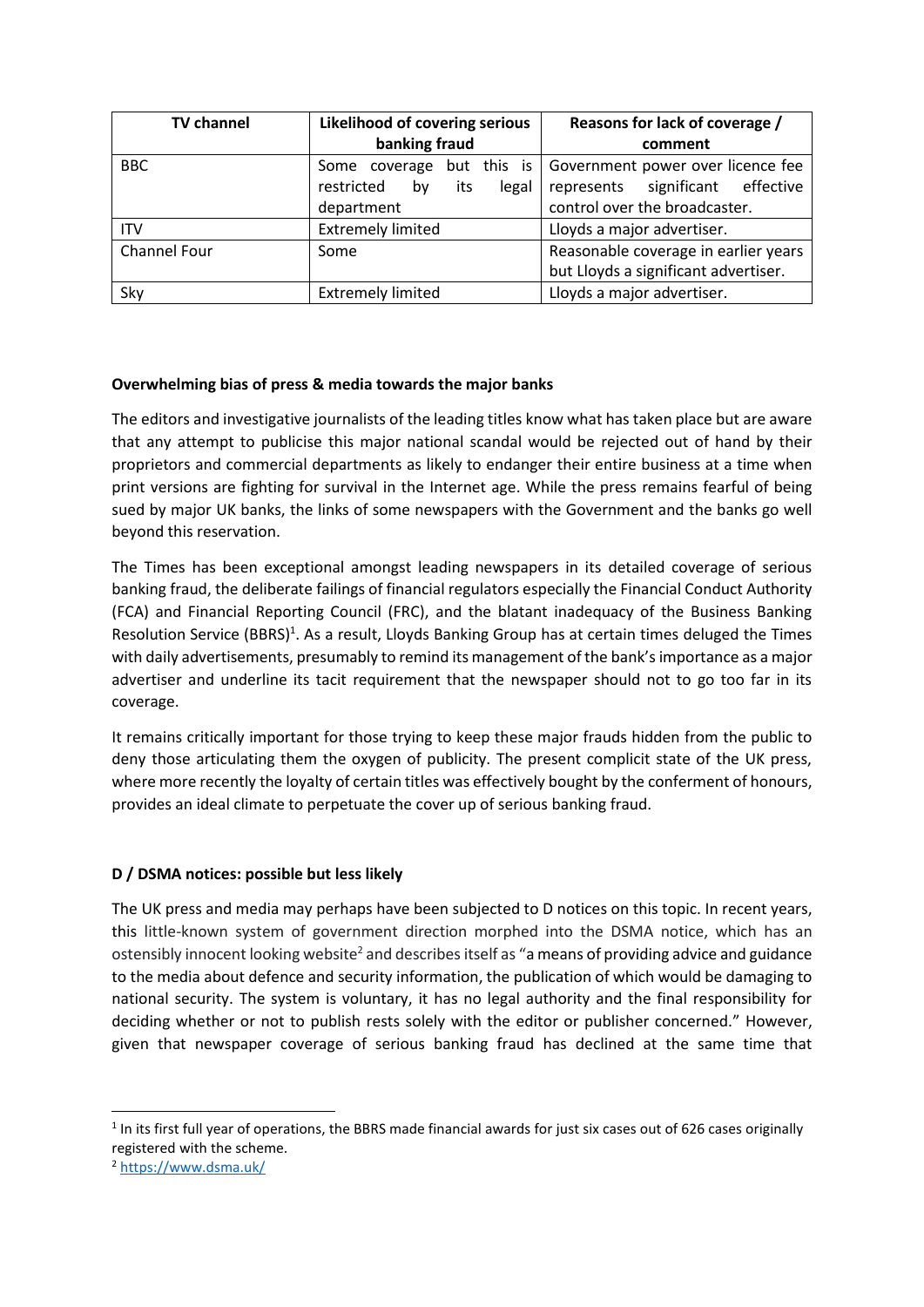| TV channel | Likelihood of covering serious banking fraud | Reasons for lack of coverage / comment |
| --- | --- | --- |
| BBC | Some coverage but this is restricted by its legal department | Government power over licence fee represents significant effective control over the broadcaster. |
| ITV | Extremely limited | Lloyds a major advertiser. |
| Channel Four | Some | Reasonable coverage in earlier years but Lloyds a significant advertiser. |
| Sky | Extremely limited | Lloyds a major advertiser. |

**Overwhelming bias of press & media towards the major banks**

The editors and investigative journalists of the leading titles know what has taken place but are aware that any attempt to publicise this major national scandal would be rejected out of hand by their proprietors and commercial departments as likely to endanger their entire business at a time when print versions are fighting for survival in the Internet age. While the press remains fearful of being sued by major UK banks, the links of some newspapers with the Government and the banks go well beyond this reservation.

The Times has been exceptional amongst leading newspapers in its detailed coverage of serious banking fraud, the deliberate failings of financial regulators especially the Financial Conduct Authority (FCA) and Financial Reporting Council (FRC), and the blatant inadequacy of the Business Banking Resolution Service (BBRS)[1]. As a result, Lloyds Banking Group has at certain times deluged the Times with daily advertisements, presumably to remind its management of the bank's importance as a major advertiser and underline its tacit requirement that the newspaper should not to go too far in its coverage.

It remains critically important for those trying to keep these major frauds hidden from the public to deny those articulating them the oxygen of publicity. The present complicit state of the UK press, where more recently the loyalty of certain titles was effectively bought by the conferment of honours, provides an ideal climate to perpetuate the cover up of serious banking fraud.

**D / DSMA notices: possible but less likely**

The UK press and media may perhaps have been subjected to D notices on this topic. In recent years, this little-known system of government direction morphed into the DSMA notice, which has an ostensibly innocent looking website[2] and describes itself as "a means of providing advice and guidance to the media about defence and security information, the publication of which would be damaging to national security. The system is voluntary, it has no legal authority and the final responsibility for deciding whether or not to publish rests solely with the editor or publisher concerned." However, given that newspaper coverage of serious banking fraud has declined at the same time that

[1] In its first full year of operations, the BBRS made financial awards for just six cases out of 626 cases originally registered with the scheme.

[2] https://www.dsma.uk/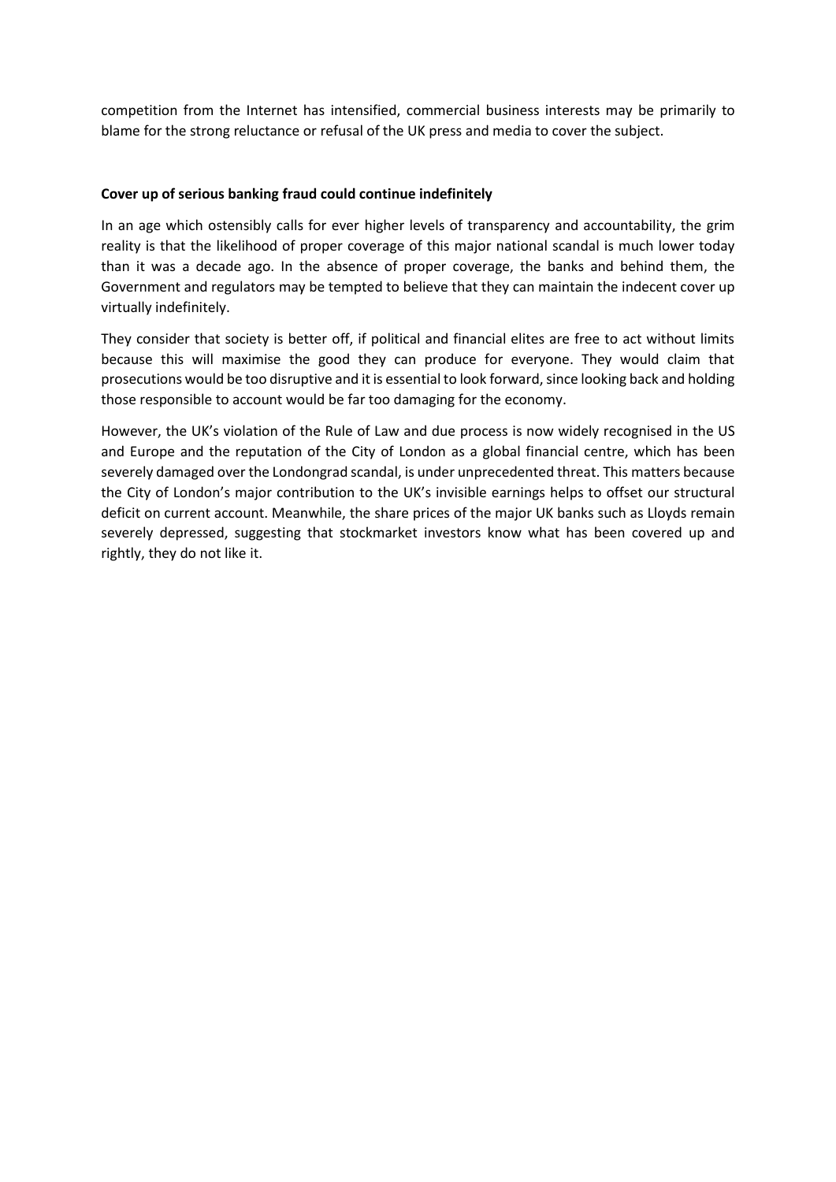competition from the Internet has intensified, commercial business interests may be primarily to blame for the strong reluctance or refusal of the UK press and media to cover the subject.

**Cover up of serious banking fraud could continue indefinitely**

In an age which ostensibly calls for ever higher levels of transparency and accountability, the grim reality is that the likelihood of proper coverage of this major national scandal is much lower today than it was a decade ago. In the absence of proper coverage, the banks and behind them, the Government and regulators may be tempted to believe that they can maintain the indecent cover up virtually indefinitely.

They consider that society is better off, if political and financial elites are free to act without limits because this will maximise the good they can produce for everyone. They would claim that prosecutions would be too disruptive and it is essential to look forward, since looking back and holding those responsible to account would be far too damaging for the economy.

However, the UK's violation of the Rule of Law and due process is now widely recognised in the US and Europe and the reputation of the City of London as a global financial centre, which has been severely damaged over the Londongrad scandal, is under unprecedented threat. This matters because the City of London's major contribution to the UK's invisible earnings helps to offset our structural deficit on current account. Meanwhile, the share prices of the major UK banks such as Lloyds remain severely depressed, suggesting that stockmarket investors know what has been covered up and rightly, they do not like it.